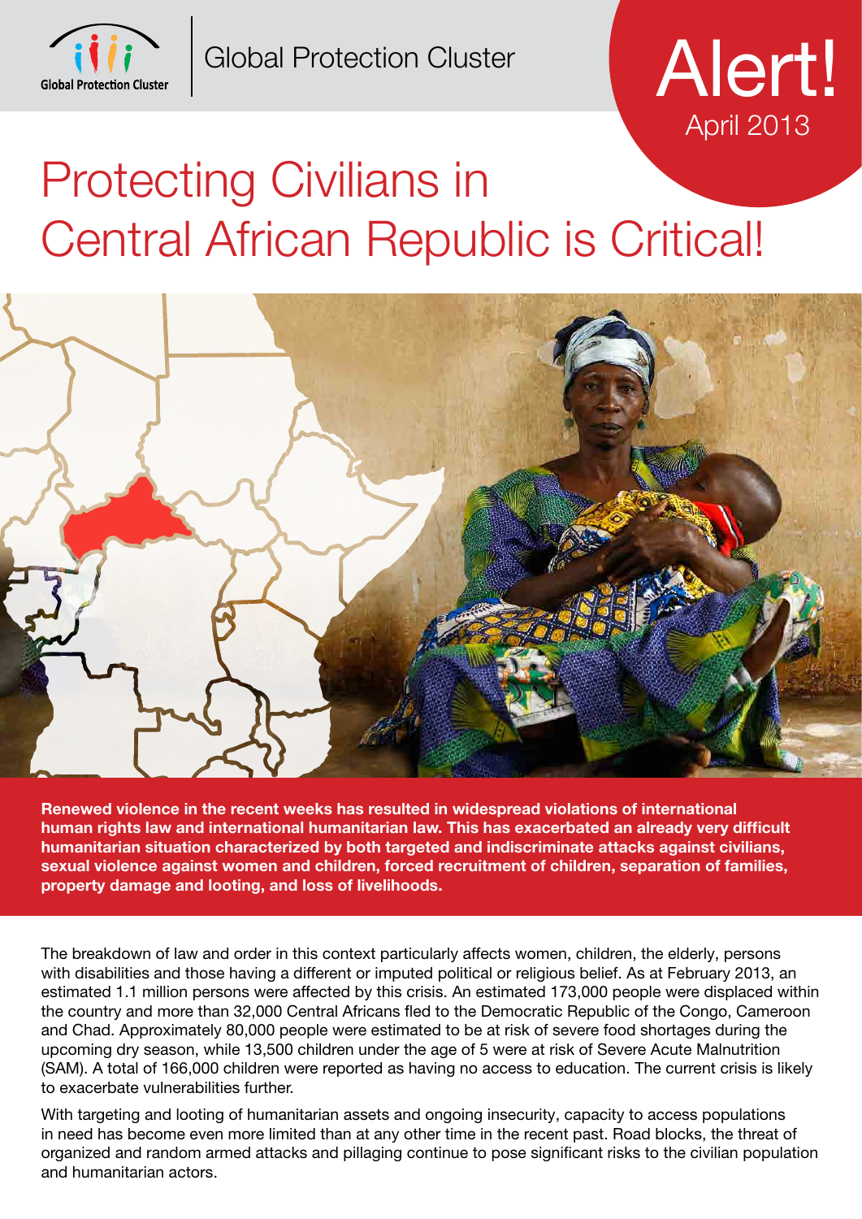Global Protection Cluster

# Alert!

April 2013

# Protecting Civilians in Central African Republic is Critical!

**Renewed violence in the recent weeks has resulted in widespread violations of international human rights law and international humanitarian law. This has exacerbated an already very difficult humanitarian situation characterized by both targeted and indiscriminate attacks against civilians, sexual violence against women and children, forced recruitment of children, separation of families, property damage and looting, and loss of livelihoods.**

The breakdown of law and order in this context particularly affects women, children, the elderly, persons with disabilities and those having a different or imputed political or religious belief. As at February 2013, an estimated 1.1 million persons were affected by this crisis. An estimated 173,000 people were displaced within the country and more than 32,000 Central Africans fled to the Democratic Republic of the Congo, Cameroon and Chad. Approximately 80,000 people were estimated to be at risk of severe food shortages during the upcoming dry season, while 13,500 children under the age of 5 were at risk of Severe Acute Malnutrition (SAM). A total of 166,000 children were reported as having no access to education. The current crisis is likely to exacerbate vulnerabilities further.

With targeting and looting of humanitarian assets and ongoing insecurity, capacity to access populations in need has become even more limited than at any other time in the recent past. Road blocks, the threat of organized and random armed attacks and pillaging continue to pose significant risks to the civilian population and humanitarian actors.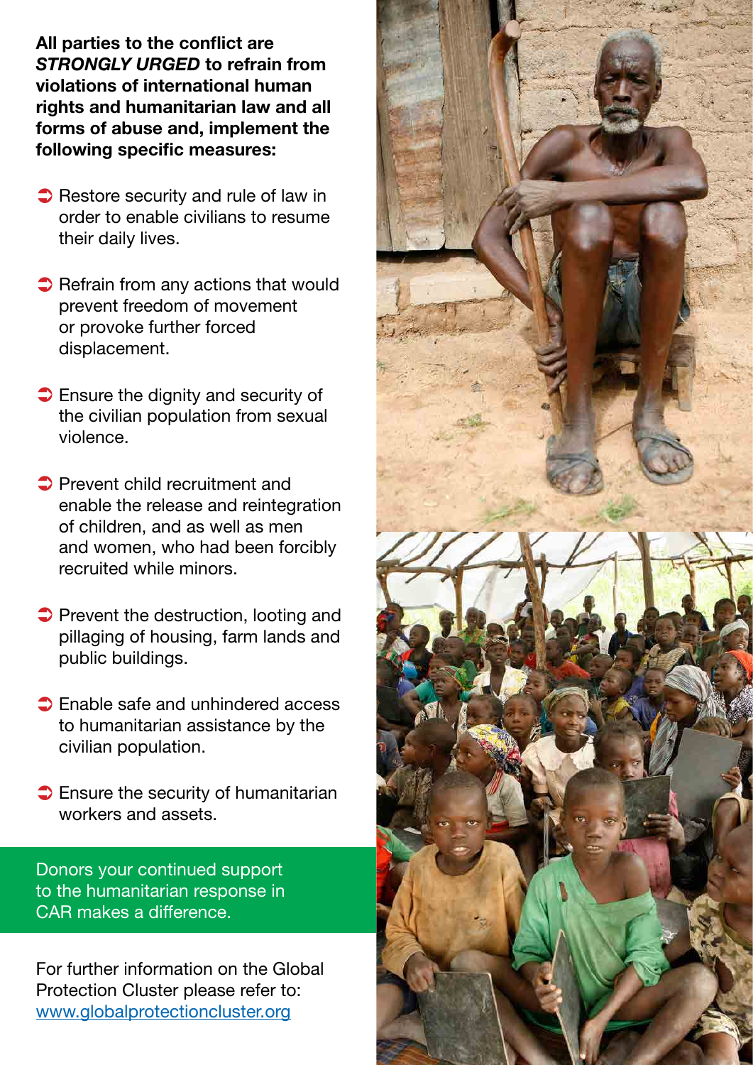**All parties to the conflict are *STRONGLY URGED* to refrain from violations of international human rights and humanitarian law and all forms of abuse and, implement the following specific measures:**

- Restore security and rule of law in order to enable civilians to resume their daily lives.
- Refrain from any actions that would prevent freedom of movement or provoke further forced displacement.
- Ensure the dignity and security of the civilian population from sexual violence.
- Prevent child recruitment and enable the release and reintegration of children, and as well as men and women, who had been forcibly recruited while minors.
- Prevent the destruction, looting and pillaging of housing, farm lands and public buildings.
- Enable safe and unhindered access to humanitarian assistance by the civilian population.
- Ensure the security of humanitarian workers and assets.

Donors your continued support to the humanitarian response in CAR makes a difference.

For further information on the Global Protection Cluster please refer to: [www.globalprotectioncluster.org](http://www.globalprotectioncluster.org)